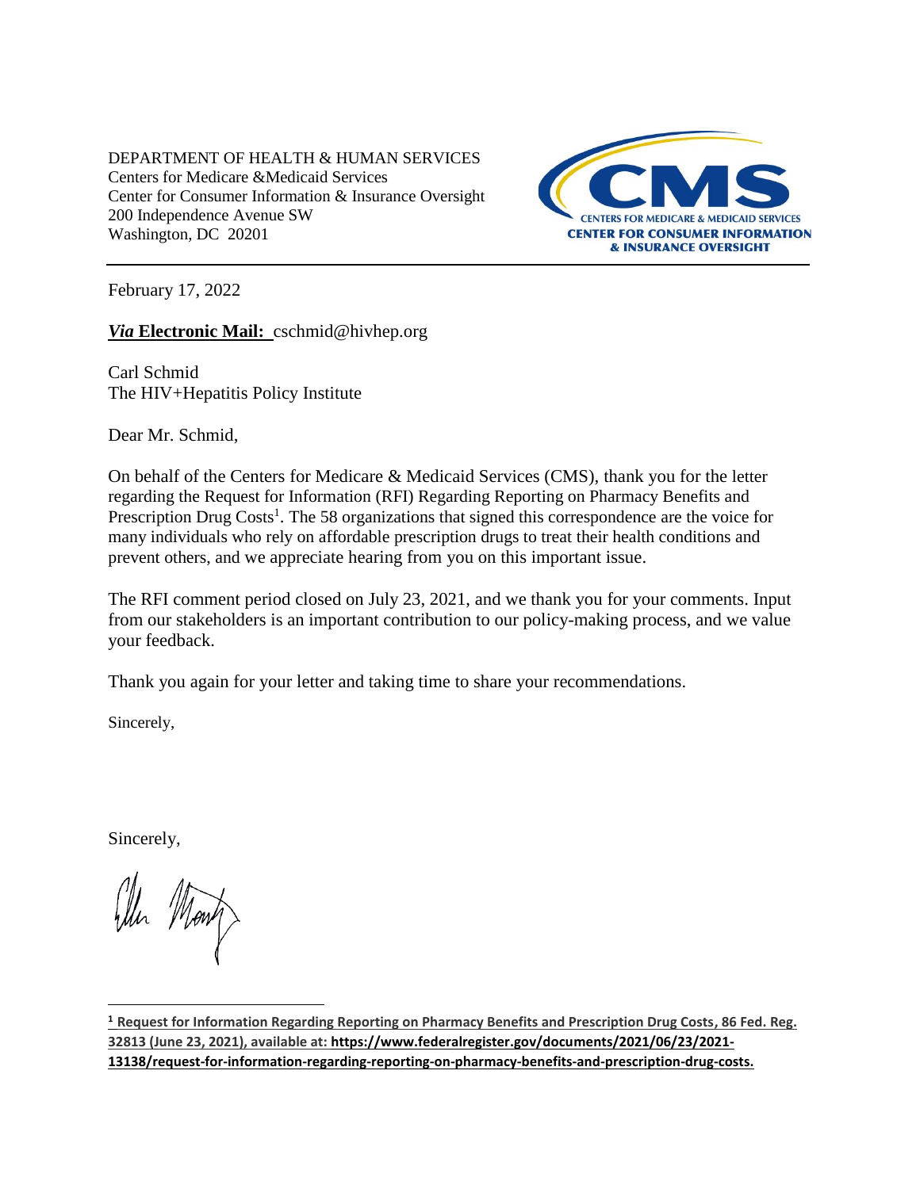DEPARTMENT OF HEALTH & HUMAN SERVICES
Centers for Medicare &Medicaid Services
Center for Consumer Information & Insurance Oversight
200 Independence Avenue SW
Washington, DC 20201

CMS
CENTERS FOR MEDICARE & MEDICAID SERVICES
CENTER FOR CONSUMER INFORMATION & INSURANCE OVERSIGHT

February 17, 2022

***Via* Electronic Mail:** cschmid@hivhep.org

Carl Schmid
The HIV+Hepatitis Policy Institute

Dear Mr. Schmid,

On behalf of the Centers for Medicare & Medicaid Services (CMS), thank you for the letter regarding the Request for Information (RFI) Regarding Reporting on Pharmacy Benefits and Prescription Drug Costs[1]. The 58 organizations that signed this correspondence are the voice for many individuals who rely on affordable prescription drugs to treat their health conditions and prevent others, and we appreciate hearing from you on this important issue.

The RFI comment period closed on July 23, 2021, and we thank you for your comments. Input from our stakeholders is an important contribution to our policy-making process, and we value your feedback.

Thank you again for your letter and taking time to share your recommendations.

Sincerely,

Sincerely,

[1] **Request for Information Regarding Reporting on Pharmacy Benefits and Prescription Drug Costs, 86 Fed. Reg. 32813 (June 23, 2021), available at: https://www.federalregister.gov/documents/2021/06/23/2021-13138/request-for-information-regarding-reporting-on-pharmacy-benefits-and-prescription-drug-costs.**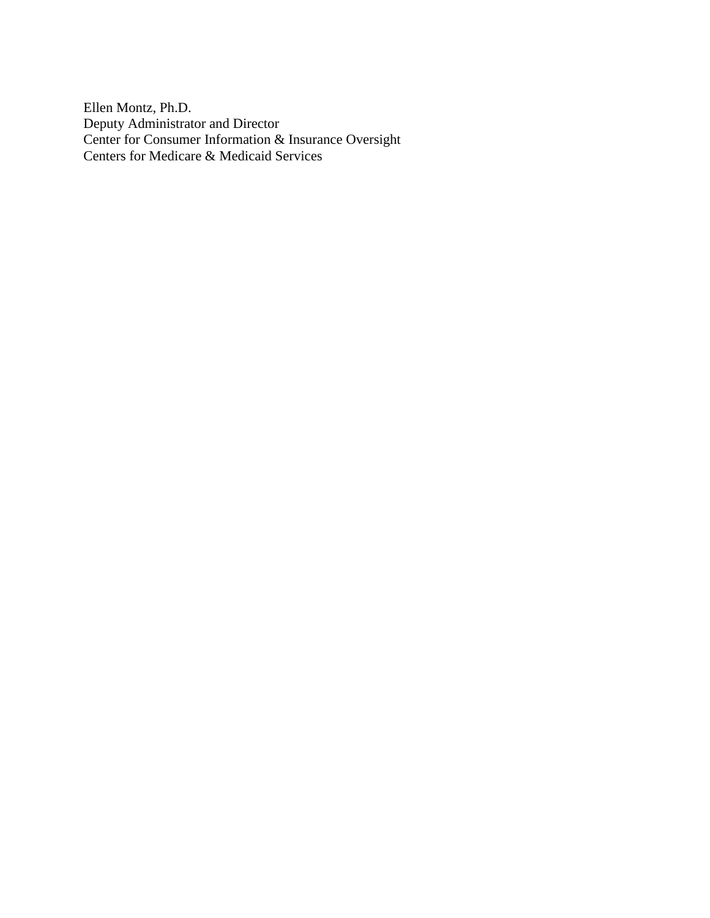Ellen Montz, Ph.D.
Deputy Administrator and Director
Center for Consumer Information & Insurance Oversight
Centers for Medicare & Medicaid Services